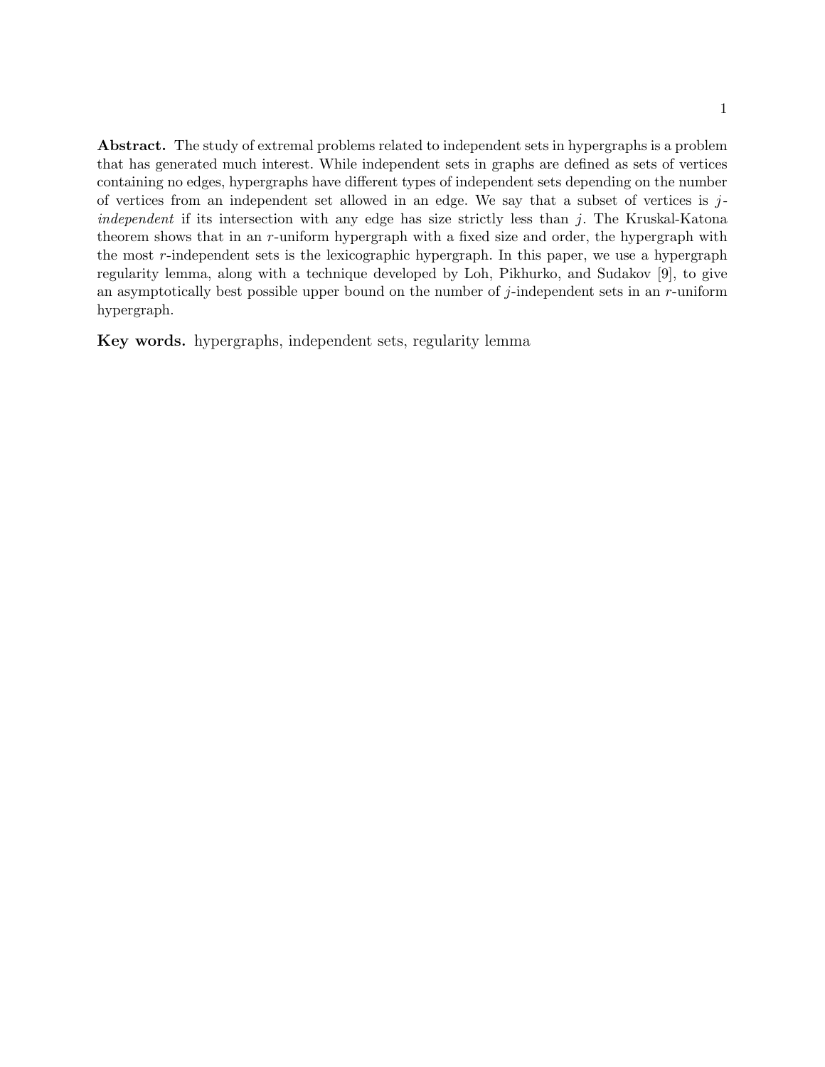**Abstract.** The study of extremal problems related to independent sets in hypergraphs is a problem that has generated much interest. While independent sets in graphs are defined as sets of vertices containing no edges, hypergraphs have different types of independent sets depending on the number of vertices from an independent set allowed in an edge. We say that a subset of vertices is $j$-*independent* if its intersection with any edge has size strictly less than $j$. The Kruskal-Katona theorem shows that in an $r$-uniform hypergraph with a fixed size and order, the hypergraph with the most $r$-independent sets is the lexicographic hypergraph. In this paper, we use a hypergraph regularity lemma, along with a technique developed by Loh, Pikhurko, and Sudakov [9], to give an asymptotically best possible upper bound on the number of $j$-independent sets in an $r$-uniform hypergraph.

**Key words.** hypergraphs, independent sets, regularity lemma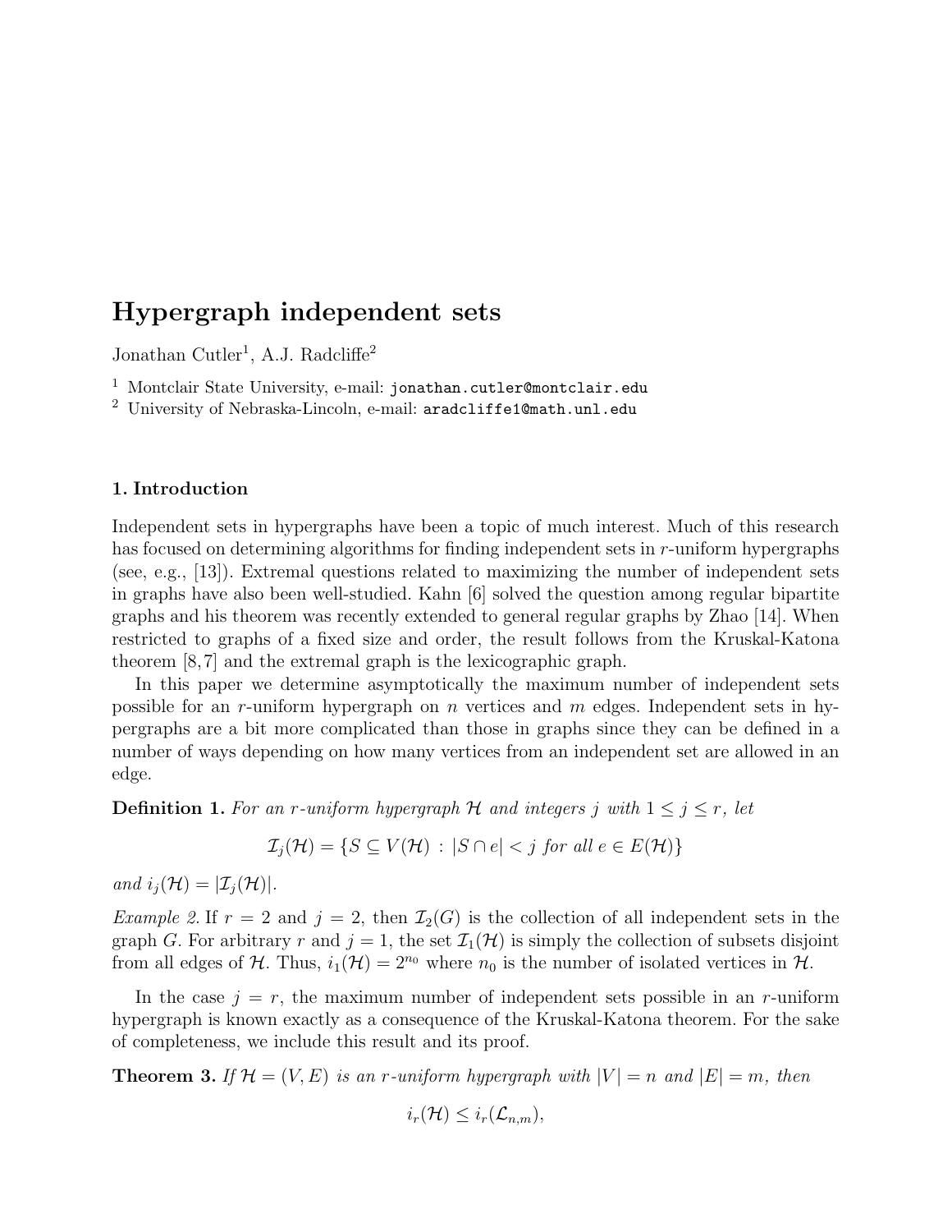# Hypergraph independent sets

Jonathan Cutler[1], A.J. Radcliffe[2]

[1] Montclair State University, e-mail: jonathan.cutler@montclair.edu
[2] University of Nebraska-Lincoln, e-mail: aradcliffe1@math.unl.edu

## 1. Introduction

Independent sets in hypergraphs have been a topic of much interest. Much of this research has focused on determining algorithms for finding independent sets in $r$-uniform hypergraphs (see, e.g., [13]). Extremal questions related to maximizing the number of independent sets in graphs have also been well-studied. Kahn [6] solved the question among regular bipartite graphs and his theorem was recently extended to general regular graphs by Zhao [14]. When restricted to graphs of a fixed size and order, the result follows from the Kruskal-Katona theorem [8, 7] and the extremal graph is the lexicographic graph.

In this paper we determine asymptotically the maximum number of independent sets possible for an $r$-uniform hypergraph on $n$ vertices and $m$ edges. Independent sets in hypergraphs are a bit more complicated than those in graphs since they can be defined in a number of ways depending on how many vertices from an independent set are allowed in an edge.

**Definition 1.** *For an $r$-uniform hypergraph $\mathcal{H}$ and integers $j$ with $1 \leq j \leq r$, let*

$$\mathcal{I}_j(\mathcal{H}) = \{S \subseteq V(\mathcal{H}) \,:\, |S \cap e| < j \text{ for all } e \in E(\mathcal{H})\}$$

*and $i_j(\mathcal{H}) = |\mathcal{I}_j(\mathcal{H})|$.*

*Example 2.* If $r = 2$ and $j = 2$, then $\mathcal{I}_2(G)$ is the collection of all independent sets in the graph $G$. For arbitrary $r$ and $j = 1$, the set $\mathcal{I}_1(\mathcal{H})$ is simply the collection of subsets disjoint from all edges of $\mathcal{H}$. Thus, $i_1(\mathcal{H}) = 2^{n_0}$ where $n_0$ is the number of isolated vertices in $\mathcal{H}$.

In the case $j = r$, the maximum number of independent sets possible in an $r$-uniform hypergraph is known exactly as a consequence of the Kruskal-Katona theorem. For the sake of completeness, we include this result and its proof.

**Theorem 3.** *If $\mathcal{H} = (V, E)$ is an $r$-uniform hypergraph with $|V| = n$ and $|E| = m$, then*

$$i_r(\mathcal{H}) \leq i_r(\mathcal{L}_{n,m}),$$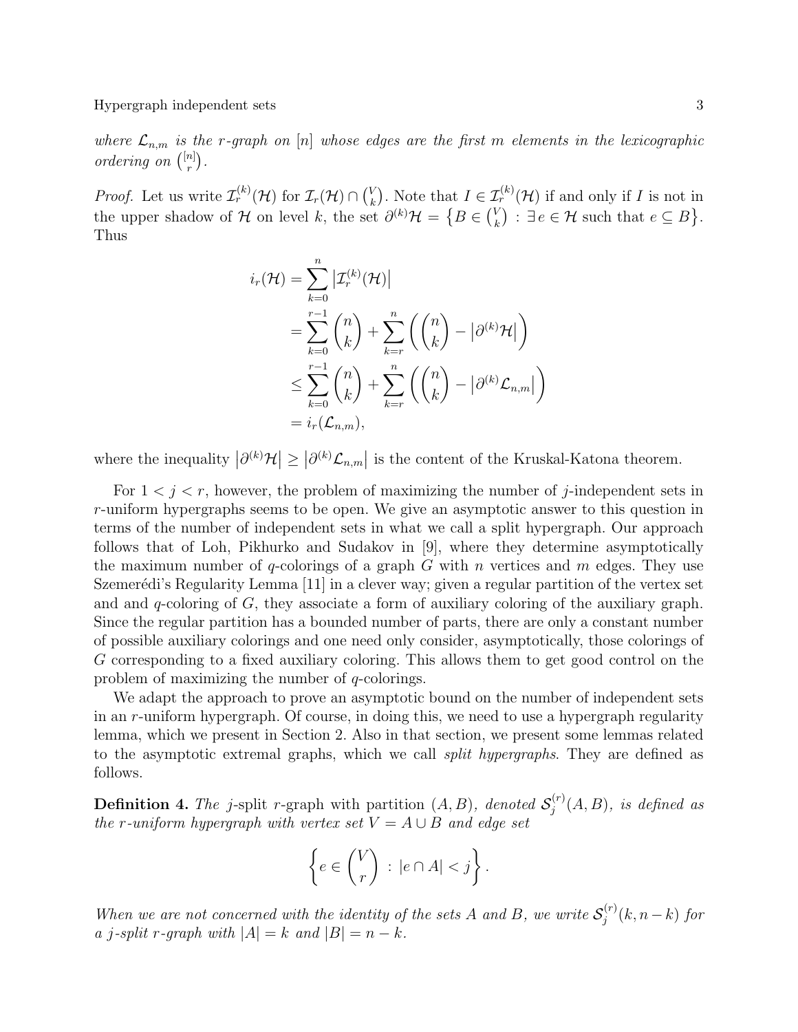*where $\mathcal{L}_{n,m}$ is the $r$-graph on $[n]$ whose edges are the first $m$ elements in the lexicographic ordering on $\binom{[n]}{r}$.*

*Proof.* Let us write $\mathcal{I}_r^{(k)}(\mathcal{H})$ for $\mathcal{I}_r(\mathcal{H}) \cap \binom{V}{k}$. Note that $I \in \mathcal{I}_r^{(k)}(\mathcal{H})$ if and only if $I$ is not in the upper shadow of $\mathcal{H}$ on level $k$, the set $\partial^{(k)}\mathcal{H} = \left\{B \in \binom{V}{k} : \exists\, e \in \mathcal{H} \text{ such that } e \subseteq B\right\}$. Thus

$$
\begin{aligned}
i_r(\mathcal{H}) &= \sum_{k=0}^{n} \left|\mathcal{I}_r^{(k)}(\mathcal{H})\right| \\
&= \sum_{k=0}^{r-1} \binom{n}{k} + \sum_{k=r}^{n} \left( \binom{n}{k} - \left|\partial^{(k)}\mathcal{H}\right| \right) \\
&\leq \sum_{k=0}^{r-1} \binom{n}{k} + \sum_{k=r}^{n} \left( \binom{n}{k} - \left|\partial^{(k)}\mathcal{L}_{n,m}\right| \right) \\
&= i_r(\mathcal{L}_{n,m}),
\end{aligned}
$$

where the inequality $\left|\partial^{(k)}\mathcal{H}\right| \geq \left|\partial^{(k)}\mathcal{L}_{n,m}\right|$ is the content of the Kruskal-Katona theorem.

For $1 < j < r$, however, the problem of maximizing the number of $j$-independent sets in $r$-uniform hypergraphs seems to be open. We give an asymptotic answer to this question in terms of the number of independent sets in what we call a split hypergraph. Our approach follows that of Loh, Pikhurko and Sudakov in [9], where they determine asymptotically the maximum number of $q$-colorings of a graph $G$ with $n$ vertices and $m$ edges. They use Szemerédi's Regularity Lemma [11] in a clever way; given a regular partition of the vertex set and and $q$-coloring of $G$, they associate a form of auxiliary coloring of the auxiliary graph. Since the regular partition has a bounded number of parts, there are only a constant number of possible auxiliary colorings and one need only consider, asymptotically, those colorings of $G$ corresponding to a fixed auxiliary coloring. This allows them to get good control on the problem of maximizing the number of $q$-colorings.

We adapt the approach to prove an asymptotic bound on the number of independent sets in an $r$-uniform hypergraph. Of course, in doing this, we need to use a hypergraph regularity lemma, which we present in Section 2. Also in that section, we present some lemmas related to the asymptotic extremal graphs, which we call *split hypergraphs*. They are defined as follows.

**Definition 4.** *The* $j$-split $r$-graph with partition $(A, B)$*, denoted $\mathcal{S}_j^{(r)}(A, B)$, is defined as the $r$-uniform hypergraph with vertex set $V = A \cup B$ and edge set*

$$
\left\{ e \in \binom{V}{r} \,:\, |e \cap A| < j \right\}.
$$

*When we are not concerned with the identity of the sets $A$ and $B$, we write $\mathcal{S}_j^{(r)}(k, n-k)$ for a $j$-split $r$-graph with $|A| = k$ and $|B| = n - k$.*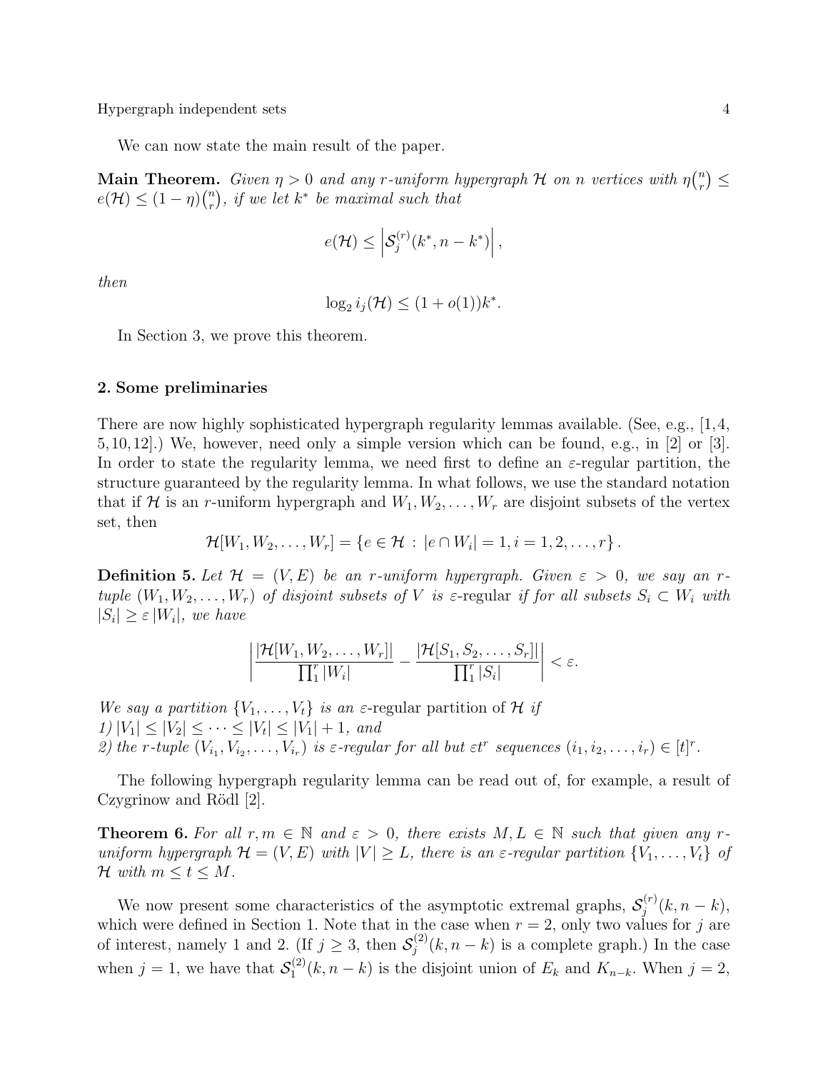We can now state the main result of the paper.

**Main Theorem.** *Given $\eta > 0$ and any $r$-uniform hypergraph $\mathcal{H}$ on $n$ vertices with $\eta\binom{n}{r} \leq e(\mathcal{H}) \leq (1-\eta)\binom{n}{r}$, if we let $k^*$ be maximal such that*

$$e(\mathcal{H}) \leq \left|\mathcal{S}_j^{(r)}(k^*, n-k^*)\right|,$$

*then*

$$\log_2 i_j(\mathcal{H}) \leq (1+o(1))k^*.$$

In Section 3, we prove this theorem.

## 2. Some preliminaries

There are now highly sophisticated hypergraph regularity lemmas available. (See, e.g., [1,4,5,10,12].) We, however, need only a simple version which can be found, e.g., in [2] or [3]. In order to state the regularity lemma, we need first to define an $\varepsilon$-regular partition, the structure guaranteed by the regularity lemma. In what follows, we use the standard notation that if $\mathcal{H}$ is an $r$-uniform hypergraph and $W_1, W_2, \ldots, W_r$ are disjoint subsets of the vertex set, then

$$\mathcal{H}[W_1, W_2, \ldots, W_r] = \{e \in \mathcal{H} \,:\, |e \cap W_i| = 1, i = 1, 2, \ldots, r\}.$$

**Definition 5.** *Let $\mathcal{H} = (V, E)$ be an $r$-uniform hypergraph. Given $\varepsilon > 0$, we say an $r$-tuple $(W_1, W_2, \ldots, W_r)$ of disjoint subsets of $V$ is* $\varepsilon$-regular *if for all subsets $S_i \subset W_i$ with $|S_i| \geq \varepsilon |W_i|$, we have*

$$\left|\frac{|\mathcal{H}[W_1, W_2, \ldots, W_r]|}{\prod_1^r |W_i|} - \frac{|\mathcal{H}[S_1, S_2, \ldots, S_r]|}{\prod_1^r |S_i|}\right| < \varepsilon.$$

*We say a partition $\{V_1, \ldots, V_t\}$ is an* $\varepsilon$-regular partition of $\mathcal{H}$ *if*
*1) $|V_1| \leq |V_2| \leq \cdots \leq |V_t| \leq |V_1| + 1$, and*
*2) the $r$-tuple $(V_{i_1}, V_{i_2}, \ldots, V_{i_r})$ is $\varepsilon$-regular for all but $\varepsilon t^r$ sequences $(i_1, i_2, \ldots, i_r) \in [t]^r$.*

The following hypergraph regularity lemma can be read out of, for example, a result of Czygrinow and Rödl [2].

**Theorem 6.** *For all $r, m \in \mathbb{N}$ and $\varepsilon > 0$, there exists $M, L \in \mathbb{N}$ such that given any $r$-uniform hypergraph $\mathcal{H} = (V, E)$ with $|V| \geq L$, there is an $\varepsilon$-regular partition $\{V_1, \ldots, V_t\}$ of $\mathcal{H}$ with $m \leq t \leq M$.*

We now present some characteristics of the asymptotic extremal graphs, $\mathcal{S}_j^{(r)}(k, n-k)$, which were defined in Section 1. Note that in the case when $r = 2$, only two values for $j$ are of interest, namely 1 and 2. (If $j \geq 3$, then $\mathcal{S}_j^{(2)}(k, n-k)$ is a complete graph.) In the case when $j = 1$, we have that $\mathcal{S}_1^{(2)}(k, n-k)$ is the disjoint union of $E_k$ and $K_{n-k}$. When $j = 2$,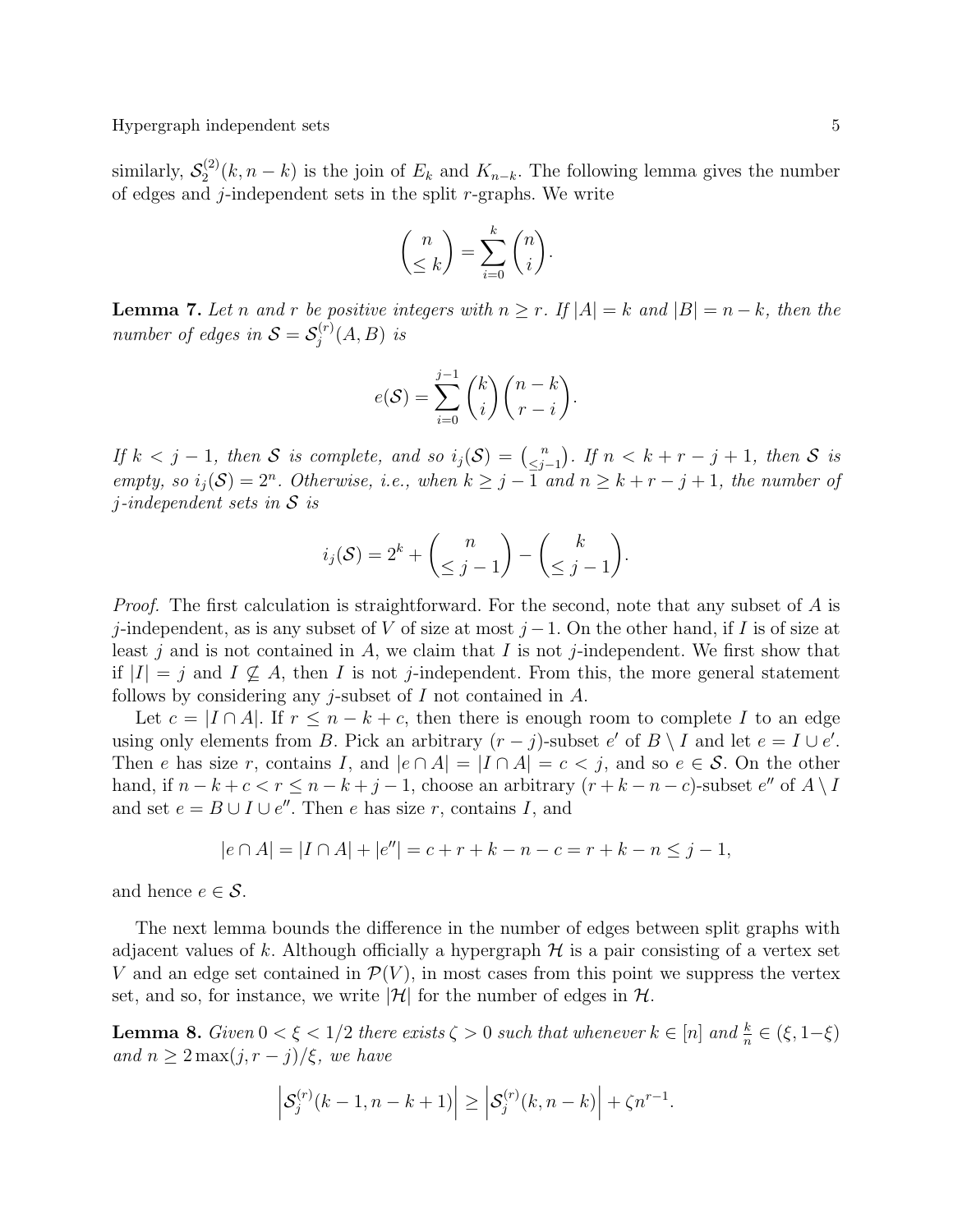similarly, $\mathcal{S}_2^{(2)}(k, n-k)$ is the join of $E_k$ and $K_{n-k}$. The following lemma gives the number of edges and $j$-independent sets in the split $r$-graphs. We write

$$\binom{n}{\leq k} = \sum_{i=0}^{k} \binom{n}{i}.$$

**Lemma 7.** *Let $n$ and $r$ be positive integers with $n \geq r$. If $|A| = k$ and $|B| = n-k$, then the number of edges in $\mathcal{S} = \mathcal{S}_j^{(r)}(A, B)$ is*

$$e(\mathcal{S}) = \sum_{i=0}^{j-1} \binom{k}{i}\binom{n-k}{r-i}.$$

*If $k < j-1$, then $\mathcal{S}$ is complete, and so $i_j(\mathcal{S}) = \binom{n}{\leq j-1}$. If $n < k + r - j + 1$, then $\mathcal{S}$ is empty, so $i_j(\mathcal{S}) = 2^n$. Otherwise, i.e., when $k \geq j-1$ and $n \geq k + r - j + 1$, the number of $j$-independent sets in $\mathcal{S}$ is*

$$i_j(\mathcal{S}) = 2^k + \binom{n}{\leq j-1} - \binom{k}{\leq j-1}.$$

*Proof.* The first calculation is straightforward. For the second, note that any subset of $A$ is $j$-independent, as is any subset of $V$ of size at most $j-1$. On the other hand, if $I$ is of size at least $j$ and is not contained in $A$, we claim that $I$ is not $j$-independent. We first show that if $|I| = j$ and $I \not\subseteq A$, then $I$ is not $j$-independent. From this, the more general statement follows by considering any $j$-subset of $I$ not contained in $A$.

Let $c = |I \cap A|$. If $r \leq n - k + c$, then there is enough room to complete $I$ to an edge using only elements from $B$. Pick an arbitrary $(r-j)$-subset $e'$ of $B \setminus I$ and let $e = I \cup e'$. Then $e$ has size $r$, contains $I$, and $|e \cap A| = |I \cap A| = c < j$, and so $e \in \mathcal{S}$. On the other hand, if $n - k + c < r \leq n - k + j - 1$, choose an arbitrary $(r + k - n - c)$-subset $e''$ of $A \setminus I$ and set $e = B \cup I \cup e''$. Then $e$ has size $r$, contains $I$, and

$$|e \cap A| = |I \cap A| + |e''| = c + r + k - n - c = r + k - n \leq j - 1,$$

and hence $e \in \mathcal{S}$.

The next lemma bounds the difference in the number of edges between split graphs with adjacent values of $k$. Although officially a hypergraph $\mathcal{H}$ is a pair consisting of a vertex set $V$ and an edge set contained in $\mathcal{P}(V)$, in most cases from this point we suppress the vertex set, and so, for instance, we write $|\mathcal{H}|$ for the number of edges in $\mathcal{H}$.

**Lemma 8.** *Given $0 < \xi < 1/2$ there exists $\zeta > 0$ such that whenever $k \in [n]$ and $\frac{k}{n} \in (\xi, 1-\xi)$ and $n \geq 2\max(j, r-j)/\xi$, we have*

$$\left|\mathcal{S}_j^{(r)}(k-1, n-k+1)\right| \geq \left|\mathcal{S}_j^{(r)}(k, n-k)\right| + \zeta n^{r-1}.$$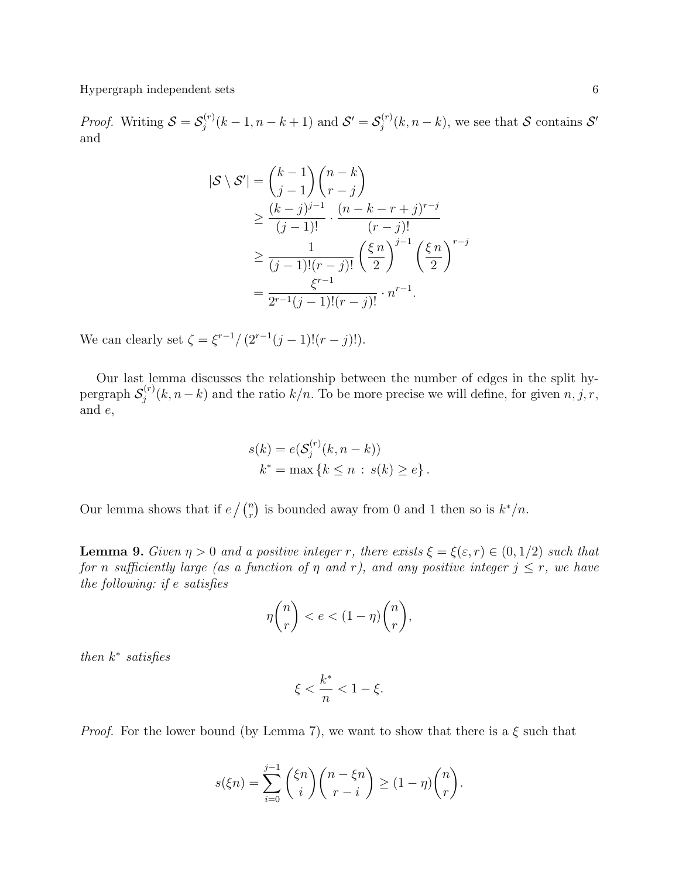*Proof.* Writing $\mathcal{S} = \mathcal{S}_j^{(r)}(k-1, n-k+1)$ and $\mathcal{S}' = \mathcal{S}_j^{(r)}(k, n-k)$, we see that $\mathcal{S}$ contains $\mathcal{S}'$ and

$$
\begin{aligned}
|\mathcal{S} \setminus \mathcal{S}'| &= \binom{k-1}{j-1}\binom{n-k}{r-j} \\
&\geq \frac{(k-j)^{j-1}}{(j-1)!} \cdot \frac{(n-k-r+j)^{r-j}}{(r-j)!} \\
&\geq \frac{1}{(j-1)!(r-j)!}\left(\frac{\xi n}{2}\right)^{j-1}\left(\frac{\xi n}{2}\right)^{r-j} \\
&= \frac{\xi^{r-1}}{2^{r-1}(j-1)!(r-j)!} \cdot n^{r-1}.
\end{aligned}
$$

We can clearly set $\zeta = \xi^{r-1}/\left(2^{r-1}(j-1)!(r-j)!\right)$.

Our last lemma discusses the relationship between the number of edges in the split hypergraph $\mathcal{S}_j^{(r)}(k, n-k)$ and the ratio $k/n$. To be more precise we will define, for given $n, j, r$, and $e$,

$$
\begin{aligned}
s(k) &= e(\mathcal{S}_j^{(r)}(k, n-k)) \\
k^* &= \max\left\{k \leq n \,:\, s(k) \geq e\right\}.
\end{aligned}
$$

Our lemma shows that if $e \big/ \binom{n}{r}$ is bounded away from 0 and 1 then so is $k^*/n$.

**Lemma 9.** *Given $\eta > 0$ and a positive integer $r$, there exists $\xi = \xi(\varepsilon, r) \in (0, 1/2)$ such that for $n$ sufficiently large (as a function of $\eta$ and $r$), and any positive integer $j \leq r$, we have the following: if $e$ satisfies*

$$
\eta\binom{n}{r} < e < (1-\eta)\binom{n}{r},
$$

*then $k^*$ satisfies*

$$
\xi < \frac{k^*}{n} < 1 - \xi.
$$

*Proof.* For the lower bound (by Lemma 7), we want to show that there is a $\xi$ such that

$$
s(\xi n) = \sum_{i=0}^{j-1}\binom{\xi n}{i}\binom{n-\xi n}{r-i} \geq (1-\eta)\binom{n}{r}.
$$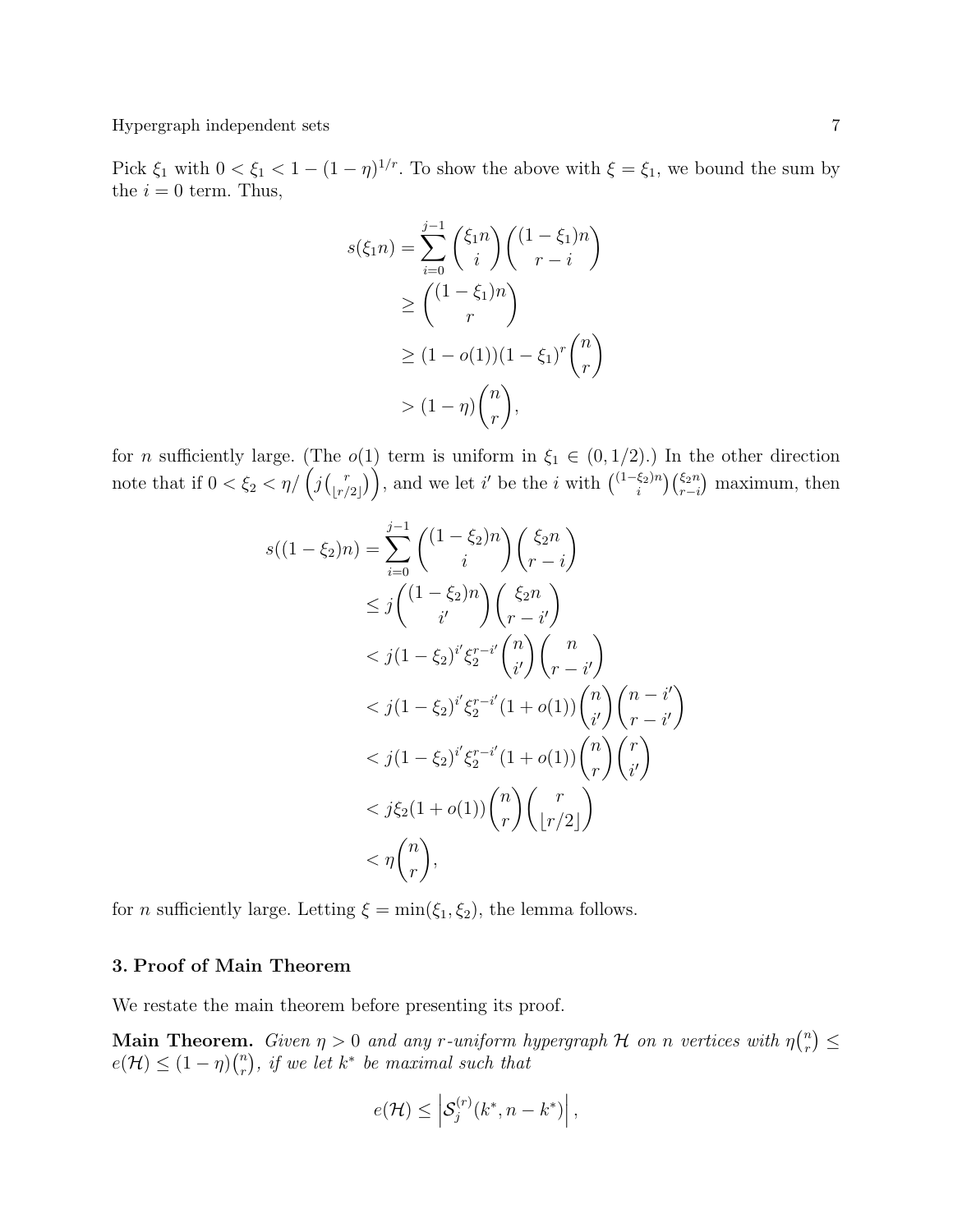Pick $\xi_1$ with $0 < \xi_1 < 1 - (1-\eta)^{1/r}$. To show the above with $\xi = \xi_1$, we bound the sum by the $i = 0$ term. Thus,

$$
\begin{aligned}
s(\xi_1 n) &= \sum_{i=0}^{j-1} \binom{\xi_1 n}{i} \binom{(1-\xi_1)n}{r-i} \\
&\geq \binom{(1-\xi_1)n}{r} \\
&\geq (1-o(1))(1-\xi_1)^r \binom{n}{r} \\
&> (1-\eta)\binom{n}{r},
\end{aligned}
$$

for $n$ sufficiently large. (The $o(1)$ term is uniform in $\xi_1 \in (0, 1/2)$.) In the other direction note that if $0 < \xi_2 < \eta / \left( j \binom{r}{\lfloor r/2 \rfloor} \right)$, and we let $i'$ be the $i$ with $\binom{(1-\xi_2)n}{i}\binom{\xi_2 n}{r-i}$ maximum, then

$$
\begin{aligned}
s((1-\xi_2)n) &= \sum_{i=0}^{j-1} \binom{(1-\xi_2)n}{i} \binom{\xi_2 n}{r-i} \\
&\leq j \binom{(1-\xi_2)n}{i'} \binom{\xi_2 n}{r-i'} \\
&< j(1-\xi_2)^{i'} \xi_2^{r-i'} \binom{n}{i'} \binom{n}{r-i'} \\
&< j(1-\xi_2)^{i'} \xi_2^{r-i'} (1+o(1)) \binom{n}{i'} \binom{n-i'}{r-i'} \\
&< j(1-\xi_2)^{i'} \xi_2^{r-i'} (1+o(1)) \binom{n}{r} \binom{r}{i'} \\
&< j\xi_2 (1+o(1)) \binom{n}{r} \binom{r}{\lfloor r/2 \rfloor} \\
&< \eta \binom{n}{r},
\end{aligned}
$$

for $n$ sufficiently large. Letting $\xi = \min(\xi_1, \xi_2)$, the lemma follows.

## 3. Proof of Main Theorem

We restate the main theorem before presenting its proof.

**Main Theorem.** *Given $\eta > 0$ and any $r$-uniform hypergraph $\mathcal{H}$ on $n$ vertices with $\eta\binom{n}{r} \leq e(\mathcal{H}) \leq (1-\eta)\binom{n}{r}$, if we let $k^*$ be maximal such that*

$$
e(\mathcal{H}) \leq \left| \mathcal{S}_j^{(r)}(k^*, n-k^*) \right|,
$$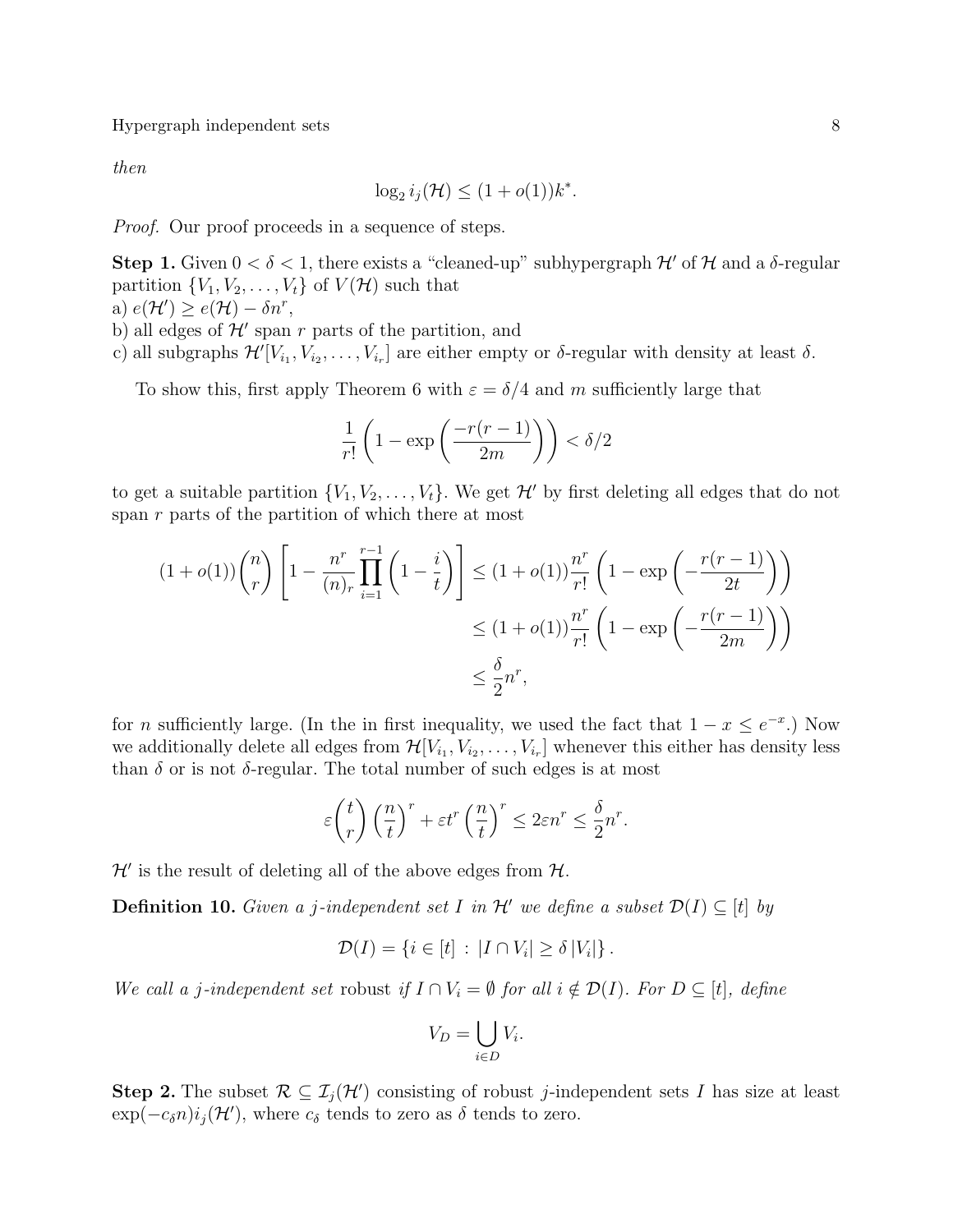*then*

$$\log_2 i_j(\mathcal{H}) \le (1 + o(1))k^*.$$

*Proof.* Our proof proceeds in a sequence of steps.

**Step 1.** Given $0 < \delta < 1$, there exists a "cleaned-up" subhypergraph $\mathcal{H}'$ of $\mathcal{H}$ and a $\delta$-regular partition $\{V_1, V_2, \ldots, V_t\}$ of $V(\mathcal{H})$ such that
a) $e(\mathcal{H}') \ge e(\mathcal{H}) - \delta n^r$,
b) all edges of $\mathcal{H}'$ span $r$ parts of the partition, and
c) all subgraphs $\mathcal{H}'[V_{i_1}, V_{i_2}, \ldots, V_{i_r}]$ are either empty or $\delta$-regular with density at least $\delta$.

To show this, first apply Theorem 6 with $\varepsilon = \delta/4$ and $m$ sufficiently large that

$$\frac{1}{r!}\left(1 - \exp\left(\frac{-r(r-1)}{2m}\right)\right) < \delta/2$$

to get a suitable partition $\{V_1, V_2, \ldots, V_t\}$. We get $\mathcal{H}'$ by first deleting all edges that do not span $r$ parts of the partition of which there at most

$$\begin{aligned}
(1 + o(1))\binom{n}{r}\left[1 - \frac{n^r}{(n)_r}\prod_{i=1}^{r-1}\left(1 - \frac{i}{t}\right)\right] &\le (1 + o(1))\frac{n^r}{r!}\left(1 - \exp\left(-\frac{r(r-1)}{2t}\right)\right) \\
&\le (1 + o(1))\frac{n^r}{r!}\left(1 - \exp\left(-\frac{r(r-1)}{2m}\right)\right) \\
&\le \frac{\delta}{2}n^r,
\end{aligned}$$

for $n$ sufficiently large. (In the in first inequality, we used the fact that $1 - x \le e^{-x}$.) Now we additionally delete all edges from $\mathcal{H}[V_{i_1}, V_{i_2}, \ldots, V_{i_r}]$ whenever this either has density less than $\delta$ or is not $\delta$-regular. The total number of such edges is at most

$$\varepsilon\binom{t}{r}\left(\frac{n}{t}\right)^r + \varepsilon t^r\left(\frac{n}{t}\right)^r \le 2\varepsilon n^r \le \frac{\delta}{2}n^r.$$

$\mathcal{H}'$ is the result of deleting all of the above edges from $\mathcal{H}$.

**Definition 10.** *Given a $j$-independent set $I$ in $\mathcal{H}'$ we define a subset $\mathcal{D}(I) \subseteq [t]$ by*

$$\mathcal{D}(I) = \{i \in [t] \,:\, |I \cap V_i| \ge \delta\,|V_i|\}.$$

*We call a $j$-independent set* robust *if $I \cap V_i = \emptyset$ for all $i \notin \mathcal{D}(I)$. For $D \subseteq [t]$, define*

$$V_D = \bigcup_{i \in D} V_i.$$

**Step 2.** The subset $\mathcal{R} \subseteq \mathcal{I}_j(\mathcal{H}')$ consisting of robust $j$-independent sets $I$ has size at least $\exp(-c_\delta n)i_j(\mathcal{H}')$, where $c_\delta$ tends to zero as $\delta$ tends to zero.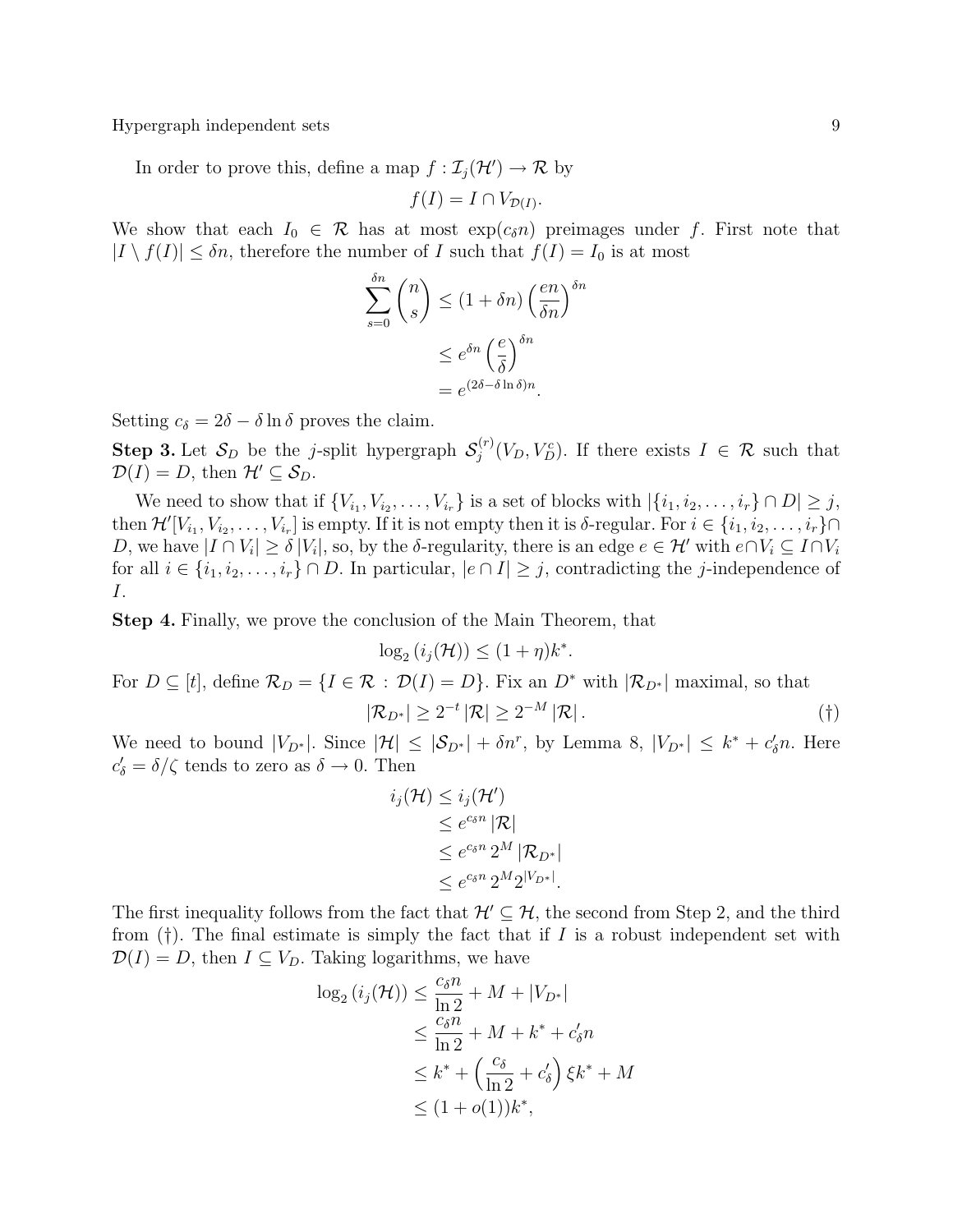In order to prove this, define a map $f : \mathcal{I}_j(\mathcal{H}') \to \mathcal{R}$ by

$$f(I) = I \cap V_{\mathcal{D}(I)}.$$

We show that each $I_0 \in \mathcal{R}$ has at most $\exp(c_\delta n)$ preimages under $f$. First note that $|I \setminus f(I)| \le \delta n$, therefore the number of $I$ such that $f(I) = I_0$ is at most

$$\begin{aligned}
\sum_{s=0}^{\delta n} \binom{n}{s} &\le (1 + \delta n) \left(\frac{en}{\delta n}\right)^{\delta n} \\
&\le e^{\delta n} \left(\frac{e}{\delta}\right)^{\delta n} \\
&= e^{(2\delta - \delta \ln \delta) n}.
\end{aligned}$$

Setting $c_\delta = 2\delta - \delta \ln \delta$ proves the claim.

**Step 3.** Let $\mathcal{S}_D$ be the $j$-split hypergraph $\mathcal{S}_j^{(r)}(V_D, V_D^c)$. If there exists $I \in \mathcal{R}$ such that $\mathcal{D}(I) = D$, then $\mathcal{H}' \subseteq \mathcal{S}_D$.

We need to show that if $\{V_{i_1}, V_{i_2}, \ldots, V_{i_r}\}$ is a set of blocks with $|\{i_1, i_2, \ldots, i_r\} \cap D| \ge j$, then $\mathcal{H}'[V_{i_1}, V_{i_2}, \ldots, V_{i_r}]$ is empty. If it is not empty then it is $\delta$-regular. For $i \in \{i_1, i_2, \ldots, i_r\} \cap D$, we have $|I \cap V_i| \ge \delta |V_i|$, so, by the $\delta$-regularity, there is an edge $e \in \mathcal{H}'$ with $e \cap V_i \subseteq I \cap V_i$ for all $i \in \{i_1, i_2, \ldots, i_r\} \cap D$. In particular, $|e \cap I| \ge j$, contradicting the $j$-independence of $I$.

**Step 4.** Finally, we prove the conclusion of the Main Theorem, that

$$\log_2 (i_j(\mathcal{H})) \le (1 + \eta) k^*.$$

For $D \subseteq [t]$, define $\mathcal{R}_D = \{I \in \mathcal{R} : \mathcal{D}(I) = D\}$. Fix an $D^*$ with $|\mathcal{R}_{D^*}|$ maximal, so that

$$|\mathcal{R}_{D^*}| \ge 2^{-t} |\mathcal{R}| \ge 2^{-M} |\mathcal{R}|. \tag{†}$$

We need to bound $|V_{D^*}|$. Since $|\mathcal{H}| \le |\mathcal{S}_{D^*}| + \delta n^r$, by Lemma 8, $|V_{D^*}| \le k^* + c'_\delta n$. Here $c'_\delta = \delta / \zeta$ tends to zero as $\delta \to 0$. Then

$$\begin{aligned}
i_j(\mathcal{H}) &\le i_j(\mathcal{H}') \\
&\le e^{c_\delta n} |\mathcal{R}| \\
&\le e^{c_\delta n} 2^M |\mathcal{R}_{D^*}| \\
&\le e^{c_\delta n} 2^M 2^{|V_{D^*}|}.
\end{aligned}$$

The first inequality follows from the fact that $\mathcal{H}' \subseteq \mathcal{H}$, the second from Step 2, and the third from (†). The final estimate is simply the fact that if $I$ is a robust independent set with $\mathcal{D}(I) = D$, then $I \subseteq V_D$. Taking logarithms, we have

$$\begin{aligned}
\log_2 (i_j(\mathcal{H})) &\le \frac{c_\delta n}{\ln 2} + M + |V_{D^*}| \\
&\le \frac{c_\delta n}{\ln 2} + M + k^* + c'_\delta n \\
&\le k^* + \left(\frac{c_\delta}{\ln 2} + c'_\delta\right) \xi k^* + M \\
&\le (1 + o(1)) k^*,
\end{aligned}$$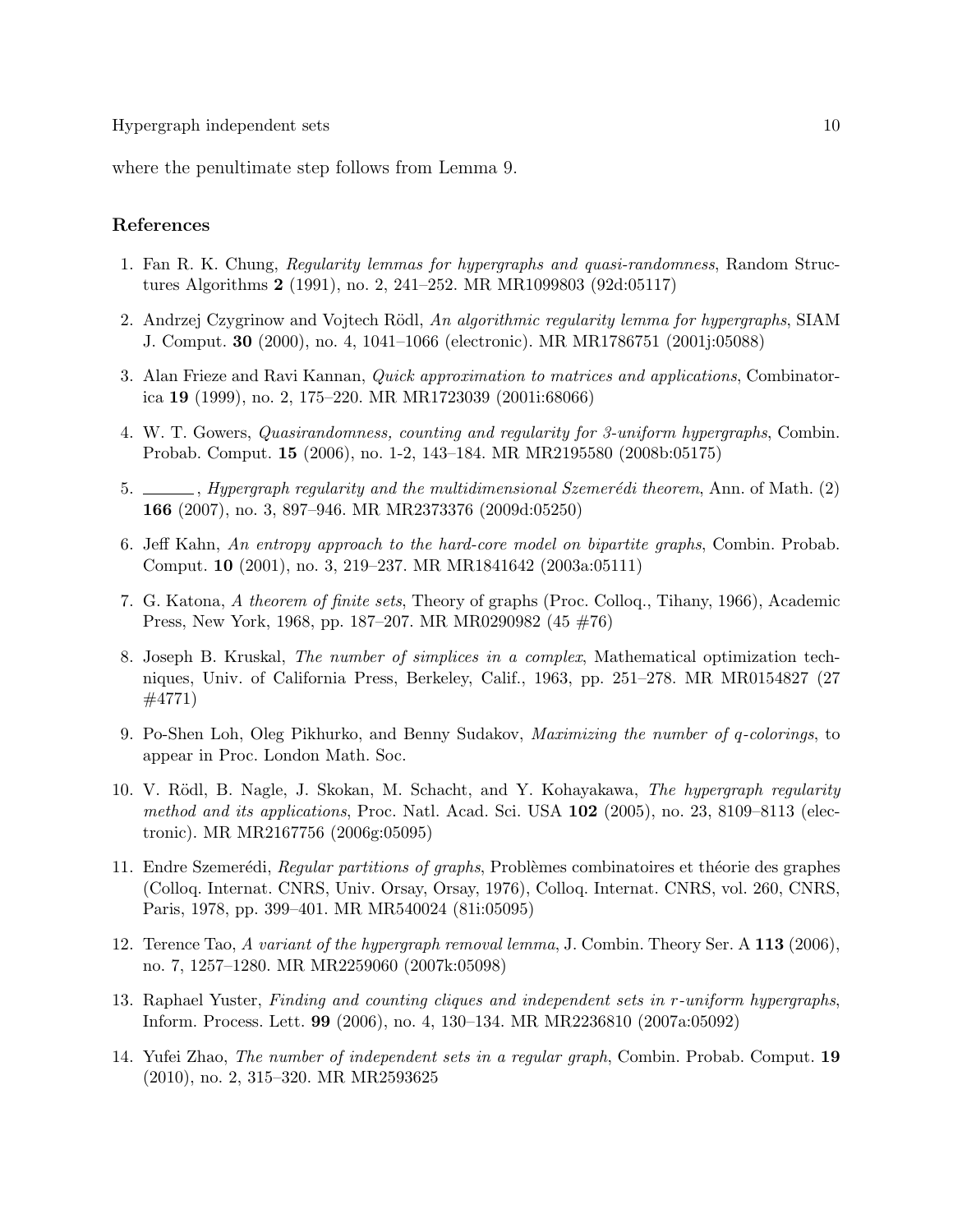where the penultimate step follows from Lemma 9.

### References

1. Fan R. K. Chung, *Regularity lemmas for hypergraphs and quasi-randomness*, Random Structures Algorithms **2** (1991), no. 2, 241–252. MR MR1099803 (92d:05117)
2. Andrzej Czygrinow and Vojtech Rödl, *An algorithmic regularity lemma for hypergraphs*, SIAM J. Comput. **30** (2000), no. 4, 1041–1066 (electronic). MR MR1786751 (2001j:05088)
3. Alan Frieze and Ravi Kannan, *Quick approximation to matrices and applications*, Combinatorica **19** (1999), no. 2, 175–220. MR MR1723039 (2001i:68066)
4. W. T. Gowers, *Quasirandomness, counting and regularity for 3-uniform hypergraphs*, Combin. Probab. Comput. **15** (2006), no. 1-2, 143–184. MR MR2195580 (2008b:05175)
5. ______, *Hypergraph regularity and the multidimensional Szemerédi theorem*, Ann. of Math. (2) **166** (2007), no. 3, 897–946. MR MR2373376 (2009d:05250)
6. Jeff Kahn, *An entropy approach to the hard-core model on bipartite graphs*, Combin. Probab. Comput. **10** (2001), no. 3, 219–237. MR MR1841642 (2003a:05111)
7. G. Katona, *A theorem of finite sets*, Theory of graphs (Proc. Colloq., Tihany, 1966), Academic Press, New York, 1968, pp. 187–207. MR MR0290982 (45 #76)
8. Joseph B. Kruskal, *The number of simplices in a complex*, Mathematical optimization techniques, Univ. of California Press, Berkeley, Calif., 1963, pp. 251–278. MR MR0154827 (27 #4771)
9. Po-Shen Loh, Oleg Pikhurko, and Benny Sudakov, *Maximizing the number of q-colorings*, to appear in Proc. London Math. Soc.
10. V. Rödl, B. Nagle, J. Skokan, M. Schacht, and Y. Kohayakawa, *The hypergraph regularity method and its applications*, Proc. Natl. Acad. Sci. USA **102** (2005), no. 23, 8109–8113 (electronic). MR MR2167756 (2006g:05095)
11. Endre Szemerédi, *Regular partitions of graphs*, Problèmes combinatoires et théorie des graphes (Colloq. Internat. CNRS, Univ. Orsay, Orsay, 1976), Colloq. Internat. CNRS, vol. 260, CNRS, Paris, 1978, pp. 399–401. MR MR540024 (81i:05095)
12. Terence Tao, *A variant of the hypergraph removal lemma*, J. Combin. Theory Ser. A **113** (2006), no. 7, 1257–1280. MR MR2259060 (2007k:05098)
13. Raphael Yuster, *Finding and counting cliques and independent sets in r-uniform hypergraphs*, Inform. Process. Lett. **99** (2006), no. 4, 130–134. MR MR2236810 (2007a:05092)
14. Yufei Zhao, *The number of independent sets in a regular graph*, Combin. Probab. Comput. **19** (2010), no. 2, 315–320. MR MR2593625